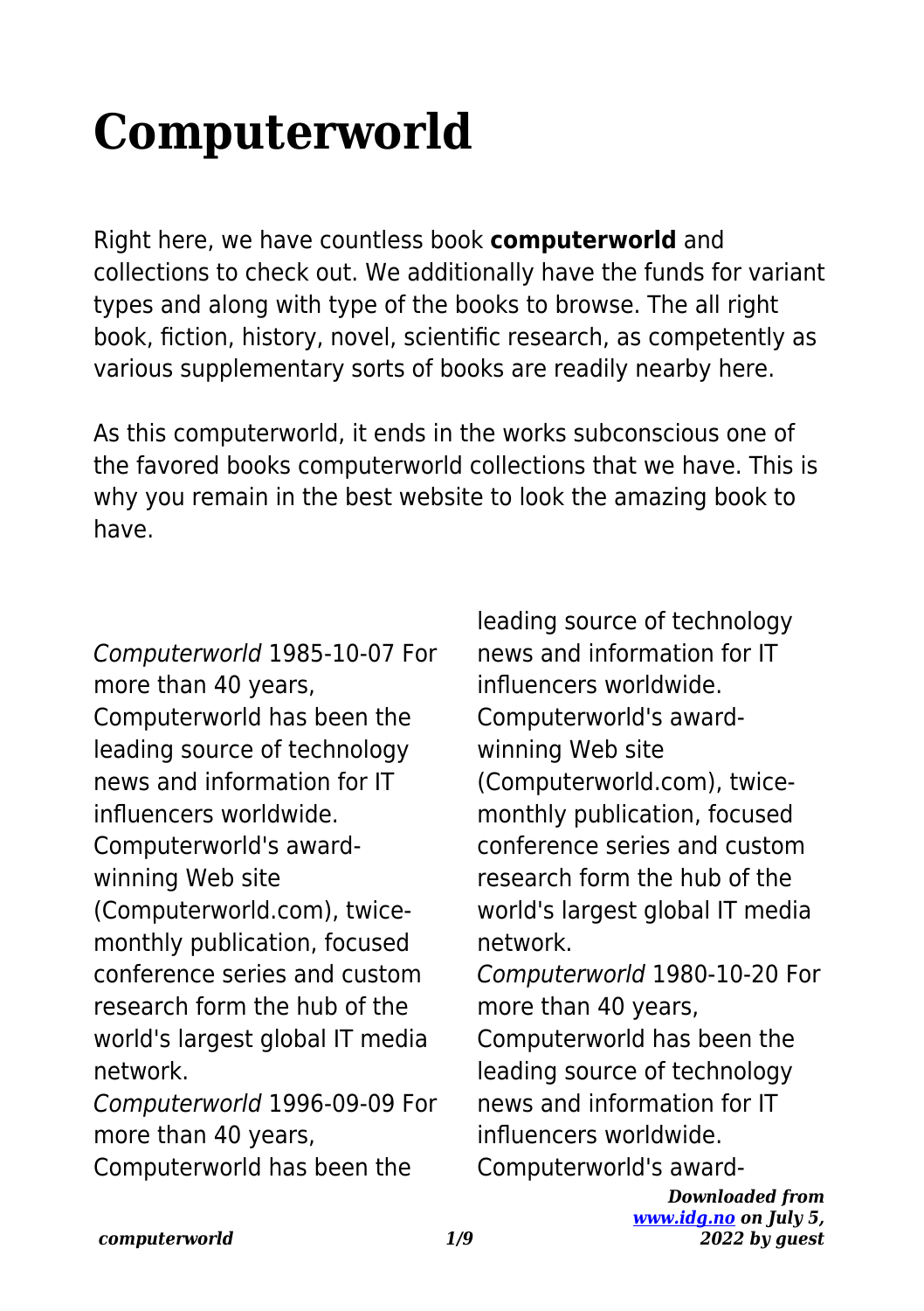# Computerworld

Right here, we have countless book **computerworld** and collections to check out. We additionally have the funds for variant types and along with type of the books to browse. The all right book, fiction, history, novel, scientific research, as competently as various supplementary sorts of books are readily nearby here.

As this computerworld, it ends in the works subconscious one of the favored books computerworld collections that we have. This is why you remain in the best website to look the amazing book to have.

*Computerworld* 1985-10-07 For more than 40 years, Computerworld has been the leading source of technology news and information for IT influencers worldwide. Computerworld's award-winning Web site (Computerworld.com), twice-monthly publication, focused conference series and custom research form the hub of the world's largest global IT media network.

*Computerworld* 1996-09-09 For more than 40 years, Computerworld has been the leading source of technology news and information for IT influencers worldwide. Computerworld's award-winning Web site (Computerworld.com), twice-monthly publication, focused conference series and custom research form the hub of the world's largest global IT media network.

*Computerworld* 1980-10-20 For more than 40 years, Computerworld has been the leading source of technology news and information for IT influencers worldwide. Computerworld's award-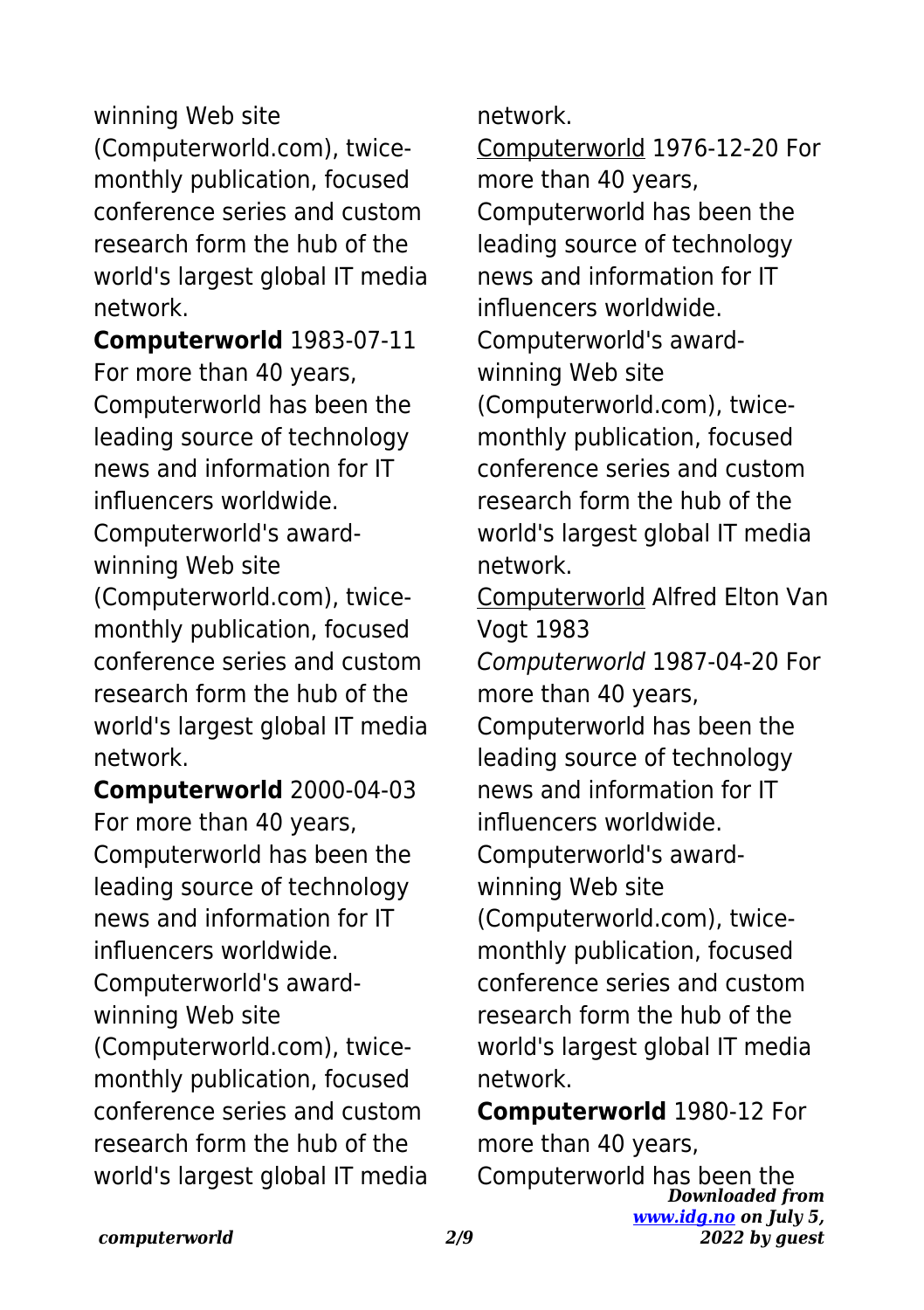winning Web site (Computerworld.com), twice-monthly publication, focused conference series and custom research form the hub of the world's largest global IT media network.

**Computerworld** 1983-07-11 For more than 40 years, Computerworld has been the leading source of technology news and information for IT influencers worldwide. Computerworld's award-winning Web site (Computerworld.com), twice-monthly publication, focused conference series and custom research form the hub of the world's largest global IT media network.

**Computerworld** 2000-04-03 For more than 40 years, Computerworld has been the leading source of technology news and information for IT influencers worldwide. Computerworld's award-winning Web site (Computerworld.com), twice-monthly publication, focused conference series and custom research form the hub of the world's largest global IT media network.

Computerworld 1976-12-20 For more than 40 years, Computerworld has been the leading source of technology news and information for IT influencers worldwide. Computerworld's award-winning Web site (Computerworld.com), twice-monthly publication, focused conference series and custom research form the hub of the world's largest global IT media network.

Computerworld Alfred Elton Van Vogt 1983

*Computerworld* 1987-04-20 For more than 40 years, Computerworld has been the leading source of technology news and information for IT influencers worldwide. Computerworld's award-winning Web site (Computerworld.com), twice-monthly publication, focused conference series and custom research form the hub of the world's largest global IT media network.

**Computerworld** 1980-12 For more than 40 years, Computerworld has been the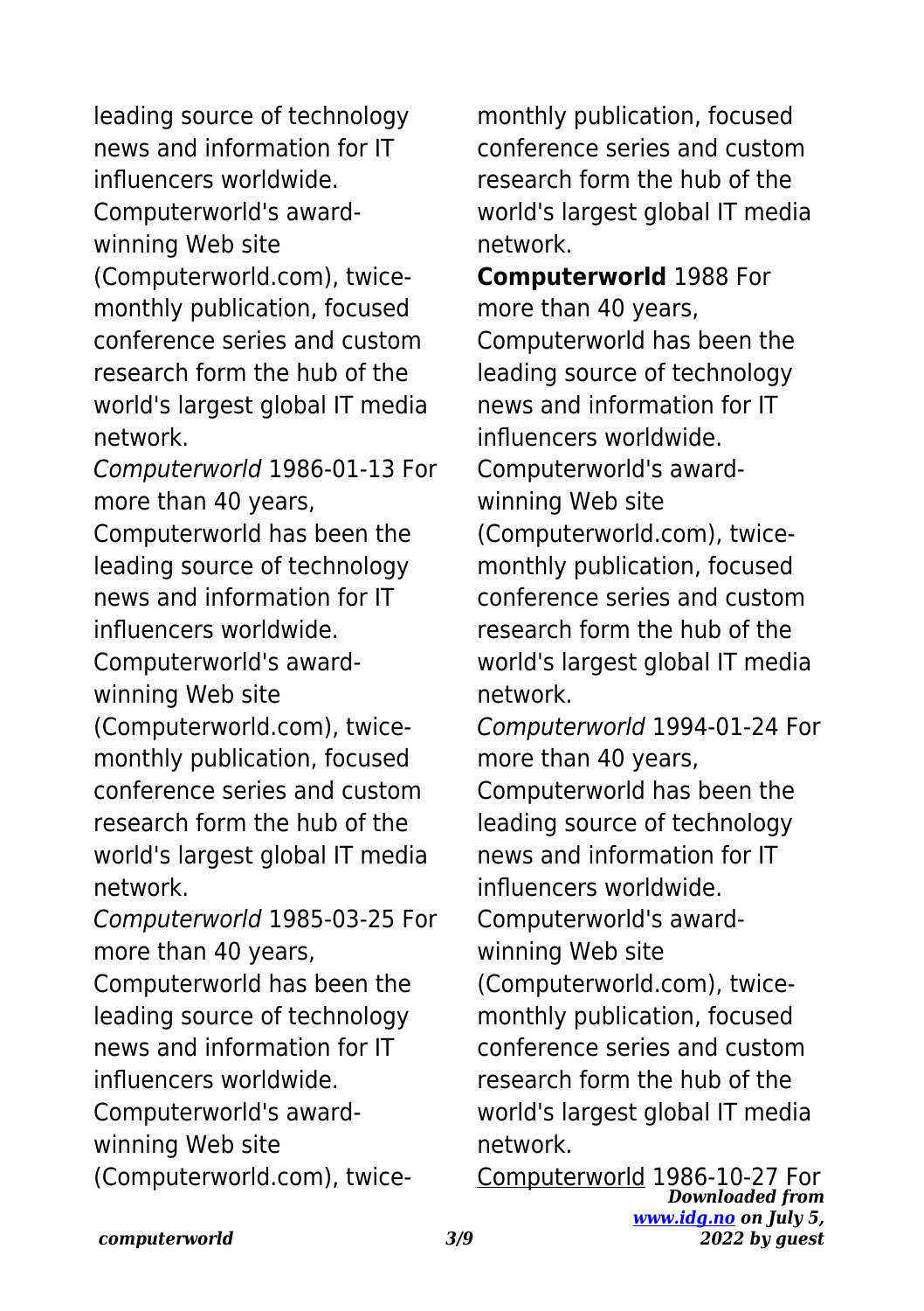leading source of technology news and information for IT influencers worldwide. Computerworld's award-winning Web site (Computerworld.com), twice-monthly publication, focused conference series and custom research form the hub of the world's largest global IT media network.

*Computerworld* 1986-01-13 For more than 40 years, Computerworld has been the leading source of technology news and information for IT influencers worldwide. Computerworld's award-winning Web site (Computerworld.com), twice-monthly publication, focused conference series and custom research form the hub of the world's largest global IT media network.

*Computerworld* 1985-03-25 For more than 40 years, Computerworld has been the leading source of technology news and information for IT influencers worldwide. Computerworld's award-winning Web site (Computerworld.com), twice-monthly publication, focused conference series and custom research form the hub of the world's largest global IT media network.

**Computerworld** 1988 For more than 40 years, Computerworld has been the leading source of technology news and information for IT influencers worldwide. Computerworld's award-winning Web site (Computerworld.com), twice-monthly publication, focused conference series and custom research form the hub of the world's largest global IT media network.

*Computerworld* 1994-01-24 For more than 40 years, Computerworld has been the leading source of technology news and information for IT influencers worldwide. Computerworld's award-winning Web site (Computerworld.com), twice-monthly publication, focused conference series and custom research form the hub of the world's largest global IT media network.

Computerworld 1986-10-27 For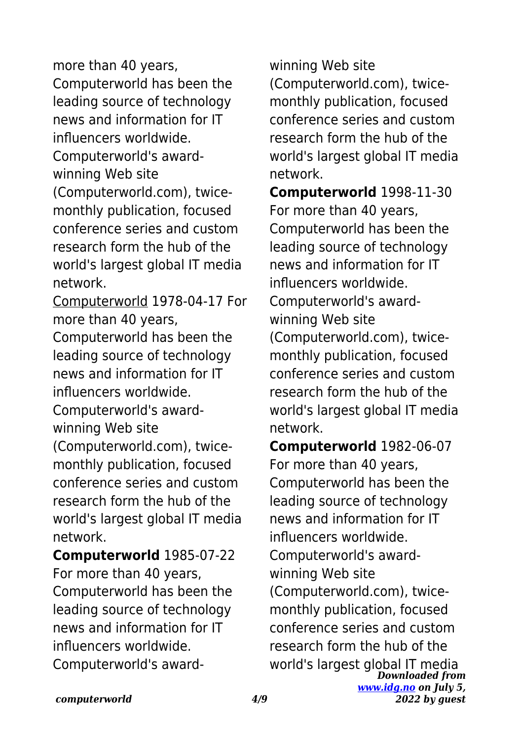more than 40 years, Computerworld has been the leading source of technology news and information for IT influencers worldwide. Computerworld's award-winning Web site (Computerworld.com), twice-monthly publication, focused conference series and custom research form the hub of the world's largest global IT media network.

Computerworld 1978-04-17 For more than 40 years, Computerworld has been the leading source of technology news and information for IT influencers worldwide. Computerworld's award-winning Web site (Computerworld.com), twice-monthly publication, focused conference series and custom research form the hub of the world's largest global IT media network.

**Computerworld** 1985-07-22 For more than 40 years, Computerworld has been the leading source of technology news and information for IT influencers worldwide. Computerworld's award-winning Web site (Computerworld.com), twice-monthly publication, focused conference series and custom research form the hub of the world's largest global IT media network.

**Computerworld** 1998-11-30 For more than 40 years, Computerworld has been the leading source of technology news and information for IT influencers worldwide. Computerworld's award-winning Web site (Computerworld.com), twice-monthly publication, focused conference series and custom research form the hub of the world's largest global IT media network.

**Computerworld** 1982-06-07 For more than 40 years, Computerworld has been the leading source of technology news and information for IT influencers worldwide. Computerworld's award-winning Web site (Computerworld.com), twice-monthly publication, focused conference series and custom research form the hub of the world's largest global IT media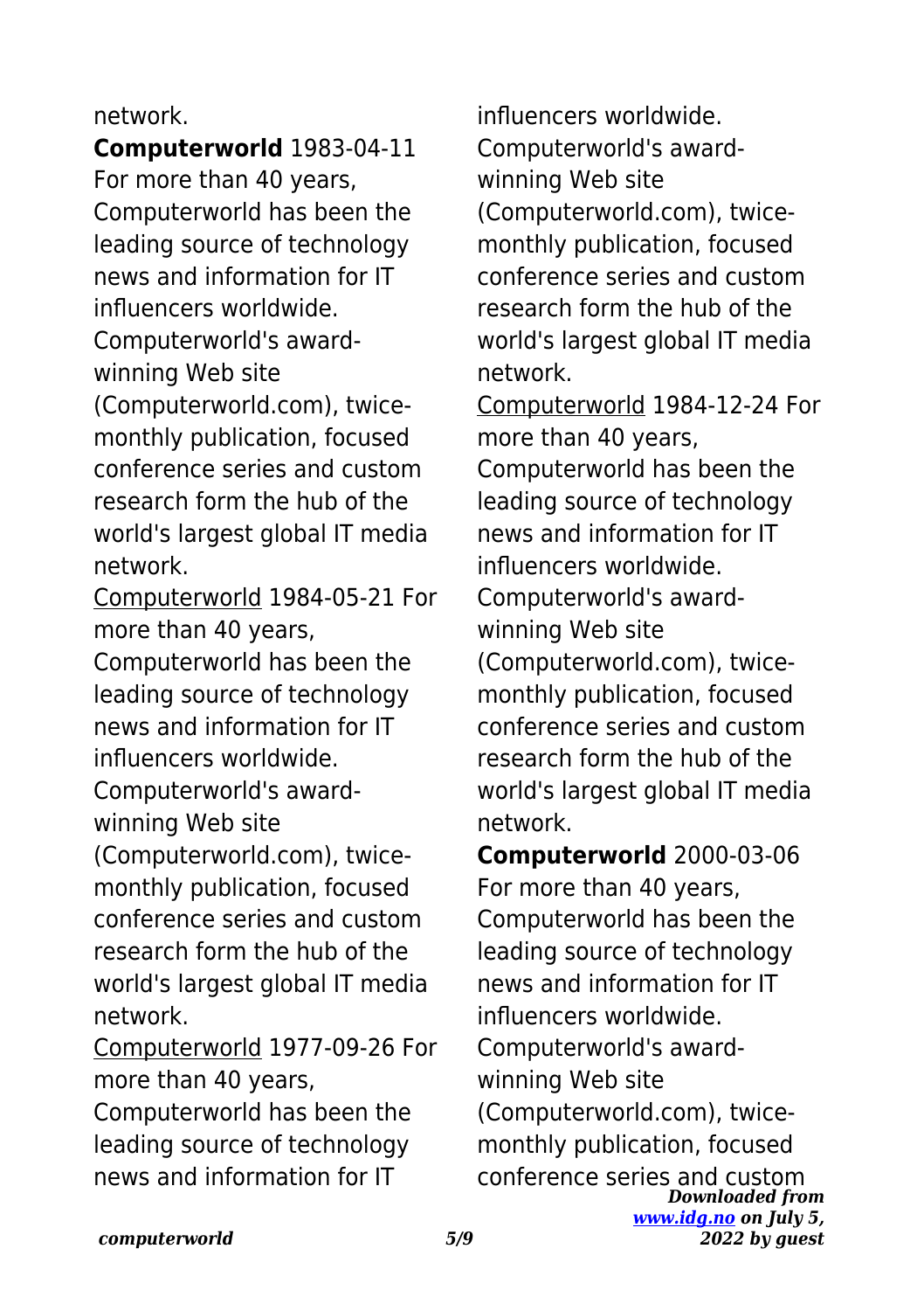network.

**Computerworld** 1983-04-11 For more than 40 years, Computerworld has been the leading source of technology news and information for IT influencers worldwide. Computerworld's award-winning Web site (Computerworld.com), twice-monthly publication, focused conference series and custom research form the hub of the world's largest global IT media network.

Computerworld 1984-05-21 For more than 40 years, Computerworld has been the leading source of technology news and information for IT influencers worldwide. Computerworld's award-winning Web site (Computerworld.com), twice-monthly publication, focused conference series and custom research form the hub of the world's largest global IT media network.

Computerworld 1977-09-26 For more than 40 years, Computerworld has been the leading source of technology news and information for IT influencers worldwide. Computerworld's award-winning Web site (Computerworld.com), twice-monthly publication, focused conference series and custom research form the hub of the world's largest global IT media network.

Computerworld 1984-12-24 For more than 40 years, Computerworld has been the leading source of technology news and information for IT influencers worldwide. Computerworld's award-winning Web site (Computerworld.com), twice-monthly publication, focused conference series and custom research form the hub of the world's largest global IT media network.

**Computerworld** 2000-03-06 For more than 40 years, Computerworld has been the leading source of technology news and information for IT influencers worldwide. Computerworld's award-winning Web site (Computerworld.com), twice-monthly publication, focused conference series and custom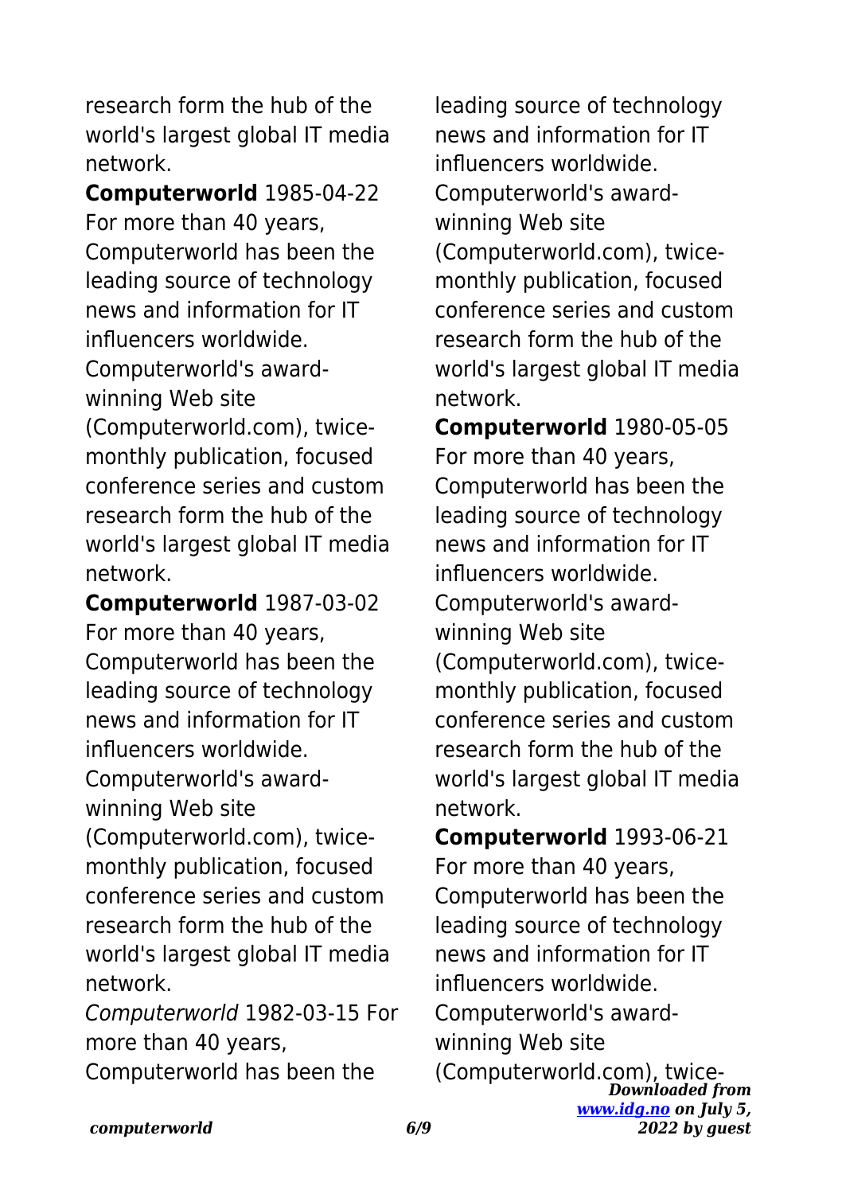research form the hub of the world's largest global IT media network.

**Computerworld** 1985-04-22 For more than 40 years, Computerworld has been the leading source of technology news and information for IT influencers worldwide. Computerworld's award-winning Web site (Computerworld.com), twice-monthly publication, focused conference series and custom research form the hub of the world's largest global IT media network.

**Computerworld** 1987-03-02 For more than 40 years, Computerworld has been the leading source of technology news and information for IT influencers worldwide. Computerworld's award-winning Web site (Computerworld.com), twice-monthly publication, focused conference series and custom research form the hub of the world's largest global IT media network.

*Computerworld* 1982-03-15 For more than 40 years, Computerworld has been the leading source of technology news and information for IT influencers worldwide. Computerworld's award-winning Web site (Computerworld.com), twice-monthly publication, focused conference series and custom research form the hub of the world's largest global IT media network.

**Computerworld** 1980-05-05 For more than 40 years, Computerworld has been the leading source of technology news and information for IT influencers worldwide. Computerworld's award-winning Web site (Computerworld.com), twice-monthly publication, focused conference series and custom research form the hub of the world's largest global IT media network.

**Computerworld** 1993-06-21 For more than 40 years, Computerworld has been the leading source of technology news and information for IT influencers worldwide. Computerworld's award-winning Web site (Computerworld.com), twice-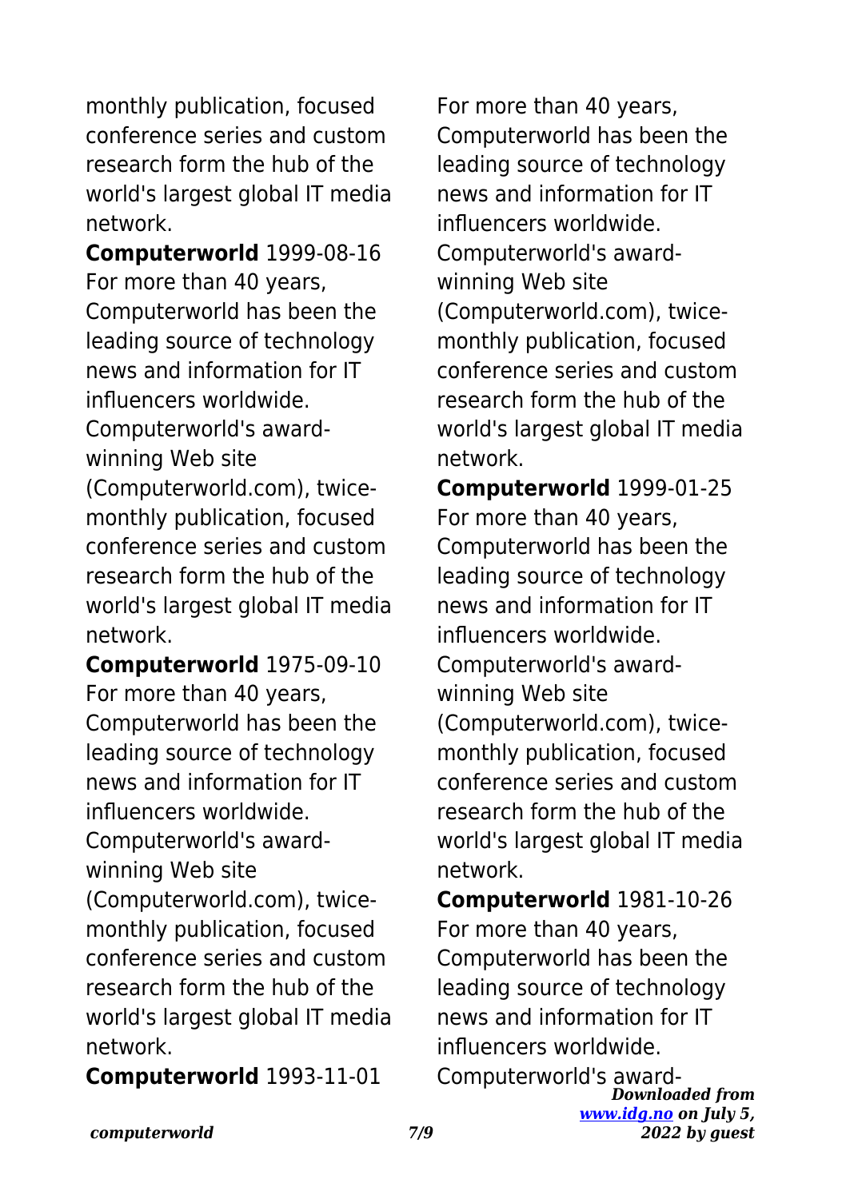monthly publication, focused conference series and custom research form the hub of the world's largest global IT media network.

**Computerworld** 1999-08-16 For more than 40 years, Computerworld has been the leading source of technology news and information for IT influencers worldwide. Computerworld's award-winning Web site (Computerworld.com), twice-monthly publication, focused conference series and custom research form the hub of the world's largest global IT media network.

**Computerworld** 1975-09-10 For more than 40 years, Computerworld has been the leading source of technology news and information for IT influencers worldwide. Computerworld's award-winning Web site (Computerworld.com), twice-monthly publication, focused conference series and custom research form the hub of the world's largest global IT media network.

**Computerworld** 1993-11-01 For more than 40 years, Computerworld has been the leading source of technology news and information for IT influencers worldwide. Computerworld's award-winning Web site (Computerworld.com), twice-monthly publication, focused conference series and custom research form the hub of the world's largest global IT media network.

**Computerworld** 1999-01-25 For more than 40 years, Computerworld has been the leading source of technology news and information for IT influencers worldwide. Computerworld's award-winning Web site (Computerworld.com), twice-monthly publication, focused conference series and custom research form the hub of the world's largest global IT media network.

**Computerworld** 1981-10-26 For more than 40 years, Computerworld has been the leading source of technology news and information for IT influencers worldwide. Computerworld's award-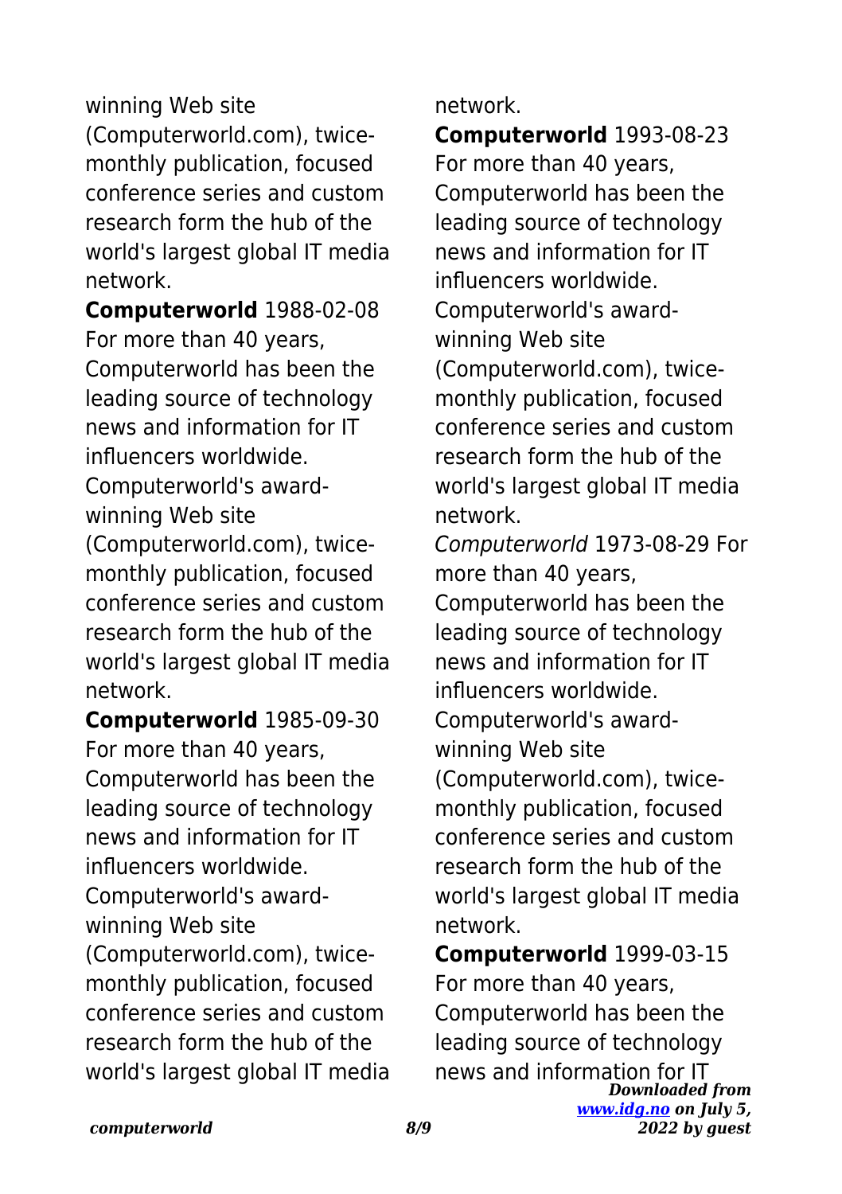winning Web site (Computerworld.com), twice-monthly publication, focused conference series and custom research form the hub of the world's largest global IT media network.

**Computerworld** 1988-02-08 For more than 40 years, Computerworld has been the leading source of technology news and information for IT influencers worldwide. Computerworld's award-winning Web site (Computerworld.com), twice-monthly publication, focused conference series and custom research form the hub of the world's largest global IT media network.

**Computerworld** 1985-09-30 For more than 40 years, Computerworld has been the leading source of technology news and information for IT influencers worldwide. Computerworld's award-winning Web site (Computerworld.com), twice-monthly publication, focused conference series and custom research form the hub of the world's largest global IT media network.

**Computerworld** 1993-08-23 For more than 40 years, Computerworld has been the leading source of technology news and information for IT influencers worldwide. Computerworld's award-winning Web site (Computerworld.com), twice-monthly publication, focused conference series and custom research form the hub of the world's largest global IT media network.

*Computerworld* 1973-08-29 For more than 40 years, Computerworld has been the leading source of technology news and information for IT influencers worldwide. Computerworld's award-winning Web site (Computerworld.com), twice-monthly publication, focused conference series and custom research form the hub of the world's largest global IT media network.

**Computerworld** 1999-03-15 For more than 40 years, Computerworld has been the leading source of technology news and information for IT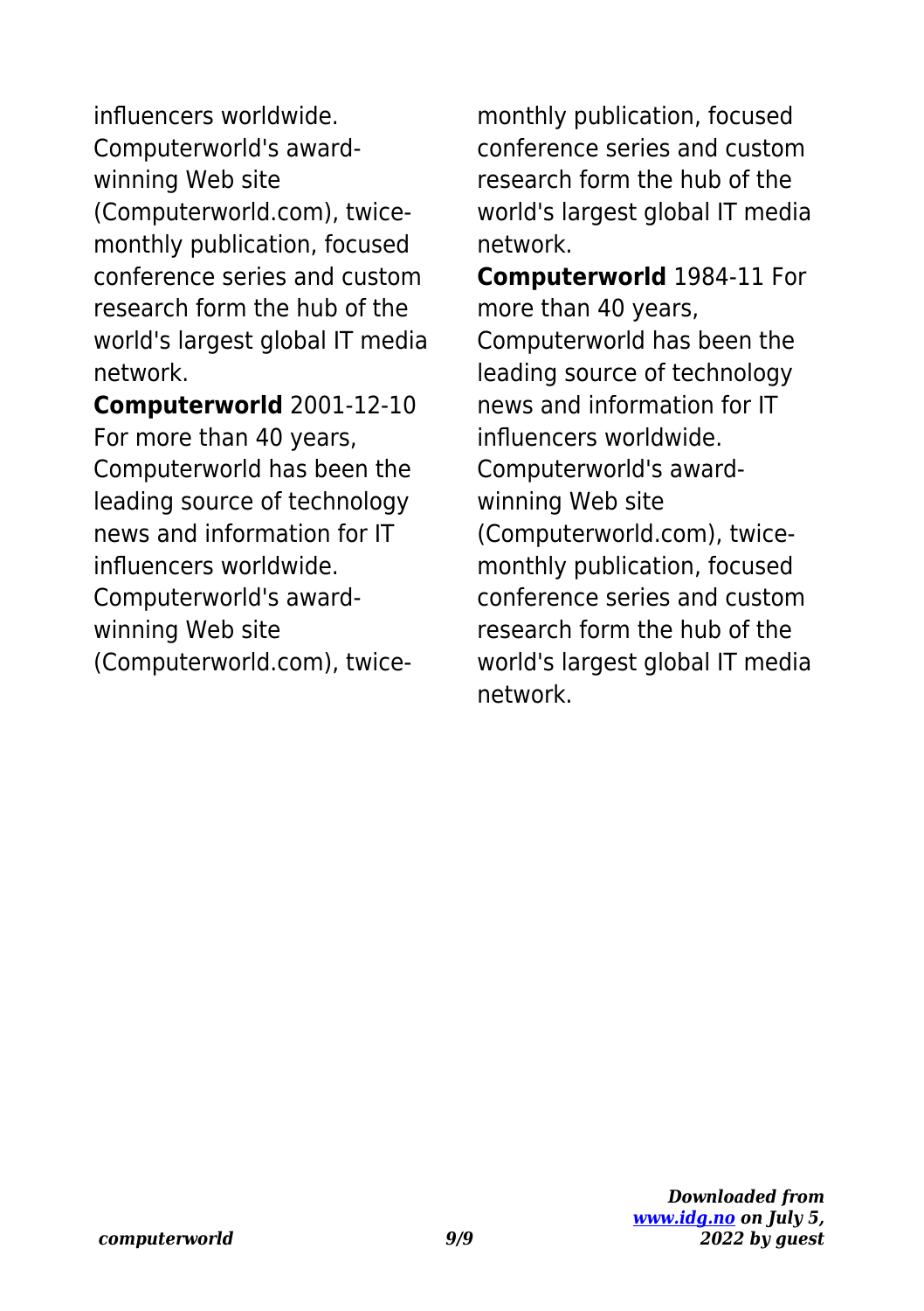influencers worldwide. Computerworld's award-winning Web site (Computerworld.com), twice-monthly publication, focused conference series and custom research form the hub of the world's largest global IT media network.

**Computerworld** 2001-12-10 For more than 40 years, Computerworld has been the leading source of technology news and information for IT influencers worldwide. Computerworld's award-winning Web site (Computerworld.com), twice-monthly publication, focused conference series and custom research form the hub of the world's largest global IT media network.

**Computerworld** 1984-11 For more than 40 years, Computerworld has been the leading source of technology news and information for IT influencers worldwide. Computerworld's award-winning Web site (Computerworld.com), twice-monthly publication, focused conference series and custom research form the hub of the world's largest global IT media network.